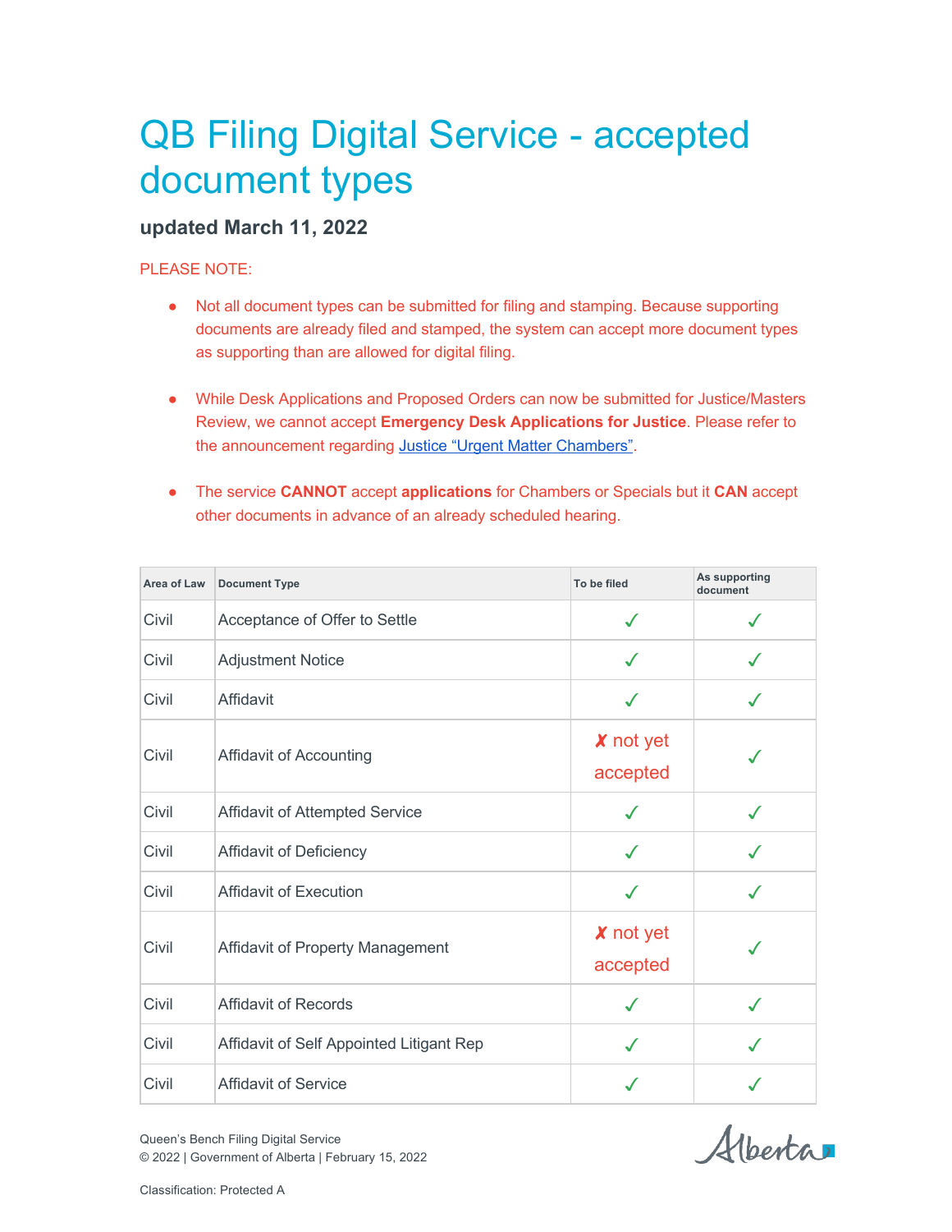# QB Filing Digital Service - accepted document types

### updated March 11, 2022

PLEASE NOTE:

- Not all document types can be submitted for filing and stamping. Because supporting documents are already filed and stamped, the system can accept more document types as supporting than are allowed for digital filing.
- While Desk Applications and Proposed Orders can now be submitted for Justice/Masters Review, we cannot accept **Emergency Desk Applications for Justice**. Please refer to the announcement regarding [Justice "Urgent Matter Chambers"](#).
- The service **CANNOT** accept **applications** for Chambers or Specials but it **CAN** accept other documents in advance of an already scheduled hearing.

| Area of Law | Document Type | To be filed | As supporting document |
|---|---|---|---|
| Civil | Acceptance of Offer to Settle | ✓ | ✓ |
| Civil | Adjustment Notice | ✓ | ✓ |
| Civil | Affidavit | ✓ | ✓ |
| Civil | Affidavit of Accounting | ✗ not yet accepted | ✓ |
| Civil | Affidavit of Attempted Service | ✓ | ✓ |
| Civil | Affidavit of Deficiency | ✓ | ✓ |
| Civil | Affidavit of Execution | ✓ | ✓ |
| Civil | Affidavit of Property Management | ✗ not yet accepted | ✓ |
| Civil | Affidavit of Records | ✓ | ✓ |
| Civil | Affidavit of Self Appointed Litigant Rep | ✓ | ✓ |
| Civil | Affidavit of Service | ✓ | ✓ |

Queen's Bench Filing Digital Service
© 2022 | Government of Alberta | February 15, 2022

Classification: Protected A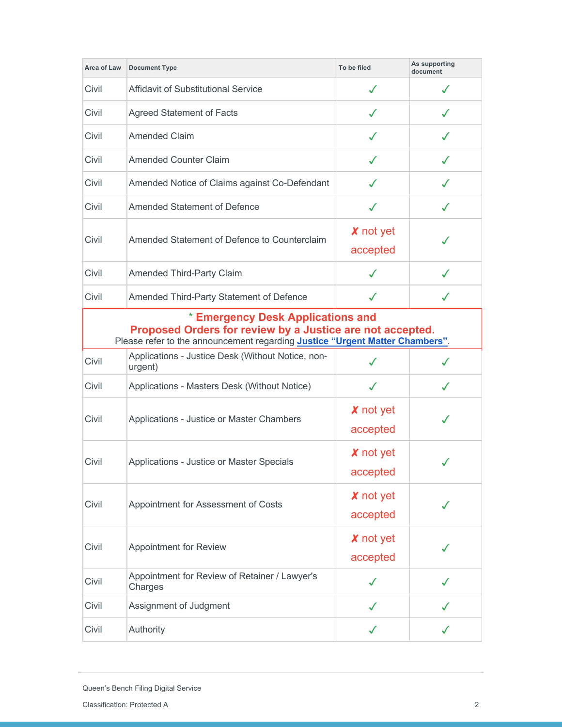| Area of Law | Document Type | To be filed | As supporting document |
|---|---|---|---|
| Civil | Affidavit of Substitutional Service | ✓ | ✓ |
| Civil | Agreed Statement of Facts | ✓ | ✓ |
| Civil | Amended Claim | ✓ | ✓ |
| Civil | Amended Counter Claim | ✓ | ✓ |
| Civil | Amended Notice of Claims against Co-Defendant | ✓ | ✓ |
| Civil | Amended Statement of Defence | ✓ | ✓ |
| Civil | Amended Statement of Defence to Counterclaim | ✗ not yet accepted | ✓ |
| Civil | Amended Third-Party Claim | ✓ | ✓ |
| Civil | Amended Third-Party Statement of Defence | ✓ | ✓ |
| * **Emergency Desk Applications and Proposed Orders for review by a Justice are not accepted.** Please refer to the announcement regarding **Justice "Urgent Matter Chambers"**. | | | |
| Civil | Applications - Justice Desk (Without Notice, non-urgent) | ✓ | ✓ |
| Civil | Applications - Masters Desk (Without Notice) | ✓ | ✓ |
| Civil | Applications - Justice or Master Chambers | ✗ not yet accepted | ✓ |
| Civil | Applications - Justice or Master Specials | ✗ not yet accepted | ✓ |
| Civil | Appointment for Assessment of Costs | ✗ not yet accepted | ✓ |
| Civil | Appointment for Review | ✗ not yet accepted | ✓ |
| Civil | Appointment for Review of Retainer / Lawyer's Charges | ✓ | ✓ |
| Civil | Assignment of Judgment | ✓ | ✓ |
| Civil | Authority | ✓ | ✓ |

Queen's Bench Filing Digital Service

Classification: Protected A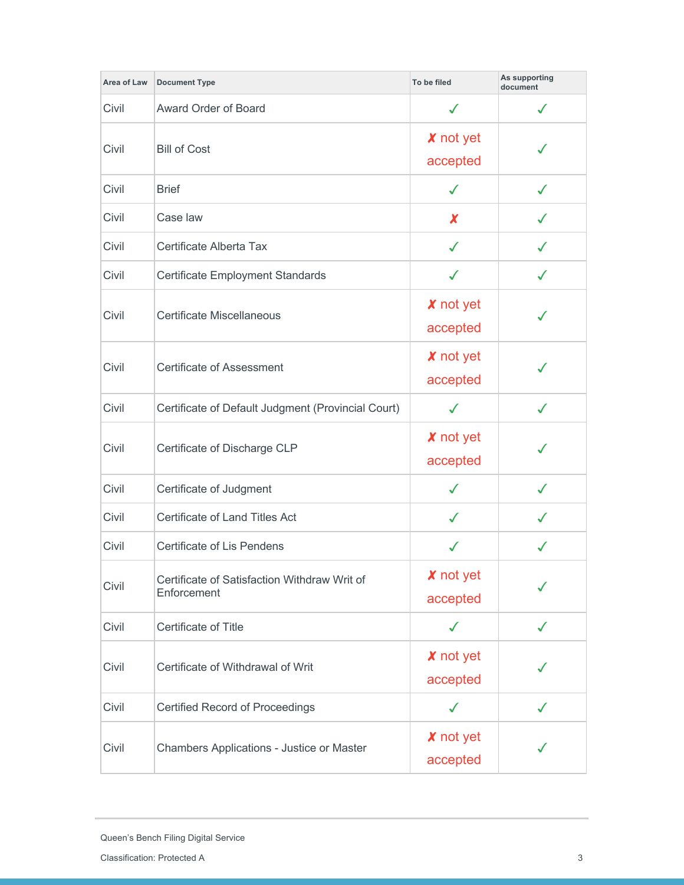| Area of Law | Document Type | To be filed | As supporting document |
|---|---|---|---|
| Civil | Award Order of Board | ✓ | ✓ |
| Civil | Bill of Cost | ✗ not yet accepted | ✓ |
| Civil | Brief | ✓ | ✓ |
| Civil | Case law | ✗ | ✓ |
| Civil | Certificate Alberta Tax | ✓ | ✓ |
| Civil | Certificate Employment Standards | ✓ | ✓ |
| Civil | Certificate Miscellaneous | ✗ not yet accepted | ✓ |
| Civil | Certificate of Assessment | ✗ not yet accepted | ✓ |
| Civil | Certificate of Default Judgment (Provincial Court) | ✓ | ✓ |
| Civil | Certificate of Discharge CLP | ✗ not yet accepted | ✓ |
| Civil | Certificate of Judgment | ✓ | ✓ |
| Civil | Certificate of Land Titles Act | ✓ | ✓ |
| Civil | Certificate of Lis Pendens | ✓ | ✓ |
| Civil | Certificate of Satisfaction Withdraw Writ of Enforcement | ✗ not yet accepted | ✓ |
| Civil | Certificate of Title | ✓ | ✓ |
| Civil | Certificate of Withdrawal of Writ | ✗ not yet accepted | ✓ |
| Civil | Certified Record of Proceedings | ✓ | ✓ |
| Civil | Chambers Applications - Justice or Master | ✗ not yet accepted | ✓ |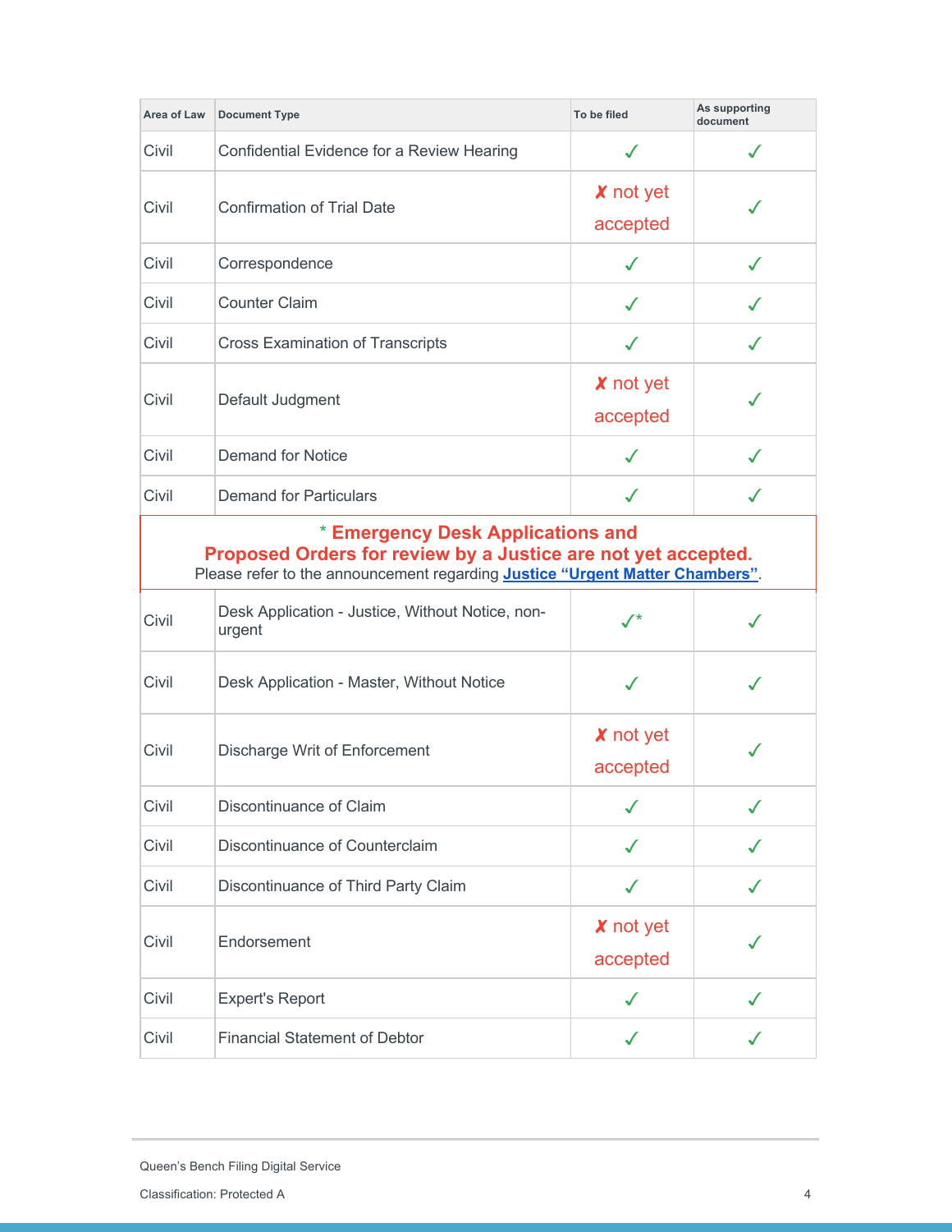| Area of Law | Document Type | To be filed | As supporting document |
|---|---|---|---|
| Civil | Confidential Evidence for a Review Hearing | ✓ | ✓ |
| Civil | Confirmation of Trial Date | ✗ not yet accepted | ✓ |
| Civil | Correspondence | ✓ | ✓ |
| Civil | Counter Claim | ✓ | ✓ |
| Civil | Cross Examination of Transcripts | ✓ | ✓ |
| Civil | Default Judgment | ✗ not yet accepted | ✓ |
| Civil | Demand for Notice | ✓ | ✓ |
| Civil | Demand for Particulars | ✓ | ✓ |
| * **Emergency Desk Applications and Proposed Orders for review by a Justice are not yet accepted.** Please refer to the announcement regarding **Justice "Urgent Matter Chambers"**. | | | |
| Civil | Desk Application - Justice, Without Notice, non-urgent | ✓* | ✓ |
| Civil | Desk Application - Master, Without Notice | ✓ | ✓ |
| Civil | Discharge Writ of Enforcement | ✗ not yet accepted | ✓ |
| Civil | Discontinuance of Claim | ✓ | ✓ |
| Civil | Discontinuance of Counterclaim | ✓ | ✓ |
| Civil | Discontinuance of Third Party Claim | ✓ | ✓ |
| Civil | Endorsement | ✗ not yet accepted | ✓ |
| Civil | Expert's Report | ✓ | ✓ |
| Civil | Financial Statement of Debtor | ✓ | ✓ |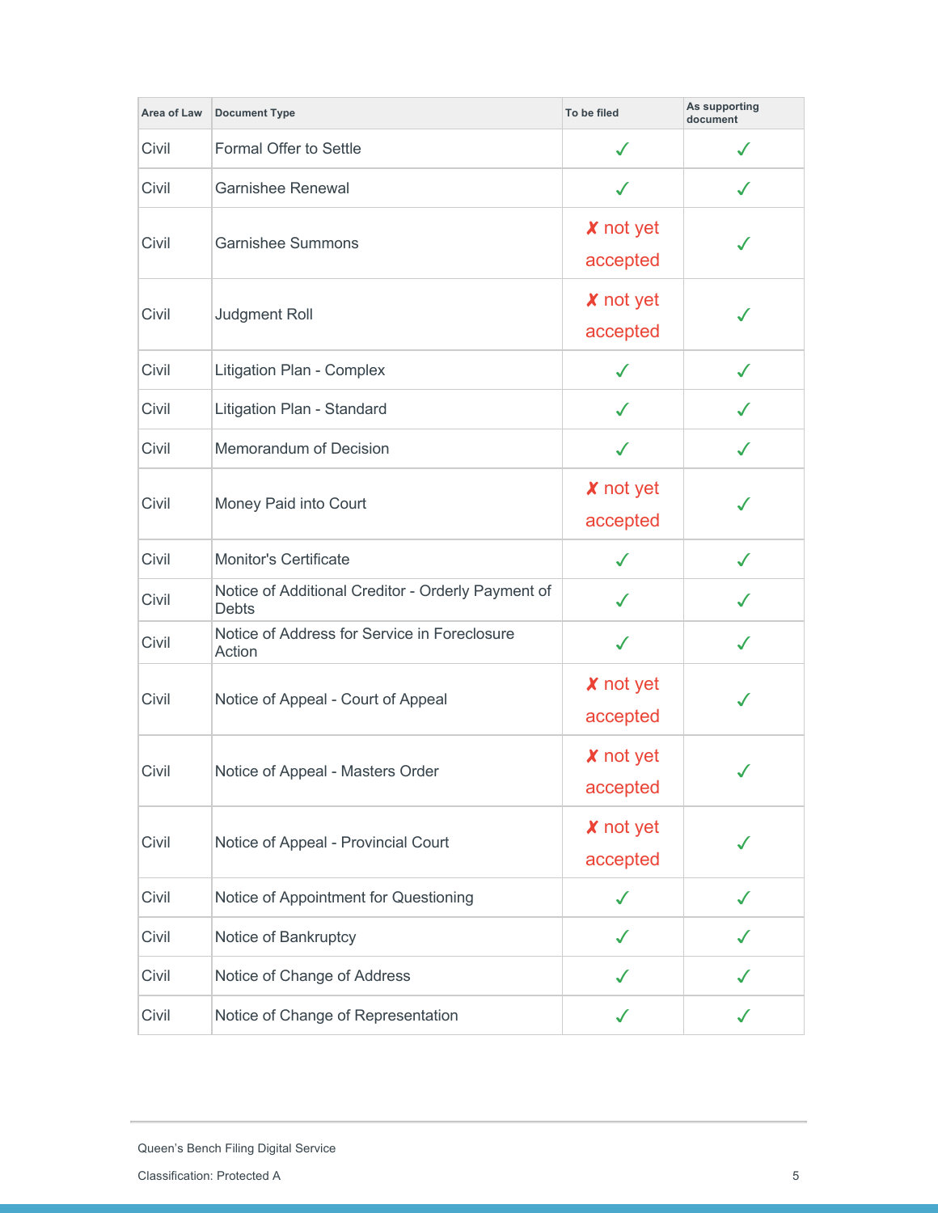| Area of Law | Document Type | To be filed | As supporting document |
|---|---|---|---|
| Civil | Formal Offer to Settle | ✓ | ✓ |
| Civil | Garnishee Renewal | ✓ | ✓ |
| Civil | Garnishee Summons | ✗ not yet accepted | ✓ |
| Civil | Judgment Roll | ✗ not yet accepted | ✓ |
| Civil | Litigation Plan - Complex | ✓ | ✓ |
| Civil | Litigation Plan - Standard | ✓ | ✓ |
| Civil | Memorandum of Decision | ✓ | ✓ |
| Civil | Money Paid into Court | ✗ not yet accepted | ✓ |
| Civil | Monitor's Certificate | ✓ | ✓ |
| Civil | Notice of Additional Creditor - Orderly Payment of Debts | ✓ | ✓ |
| Civil | Notice of Address for Service in Foreclosure Action | ✓ | ✓ |
| Civil | Notice of Appeal - Court of Appeal | ✗ not yet accepted | ✓ |
| Civil | Notice of Appeal - Masters Order | ✗ not yet accepted | ✓ |
| Civil | Notice of Appeal - Provincial Court | ✗ not yet accepted | ✓ |
| Civil | Notice of Appointment for Questioning | ✓ | ✓ |
| Civil | Notice of Bankruptcy | ✓ | ✓ |
| Civil | Notice of Change of Address | ✓ | ✓ |
| Civil | Notice of Change of Representation | ✓ | ✓ |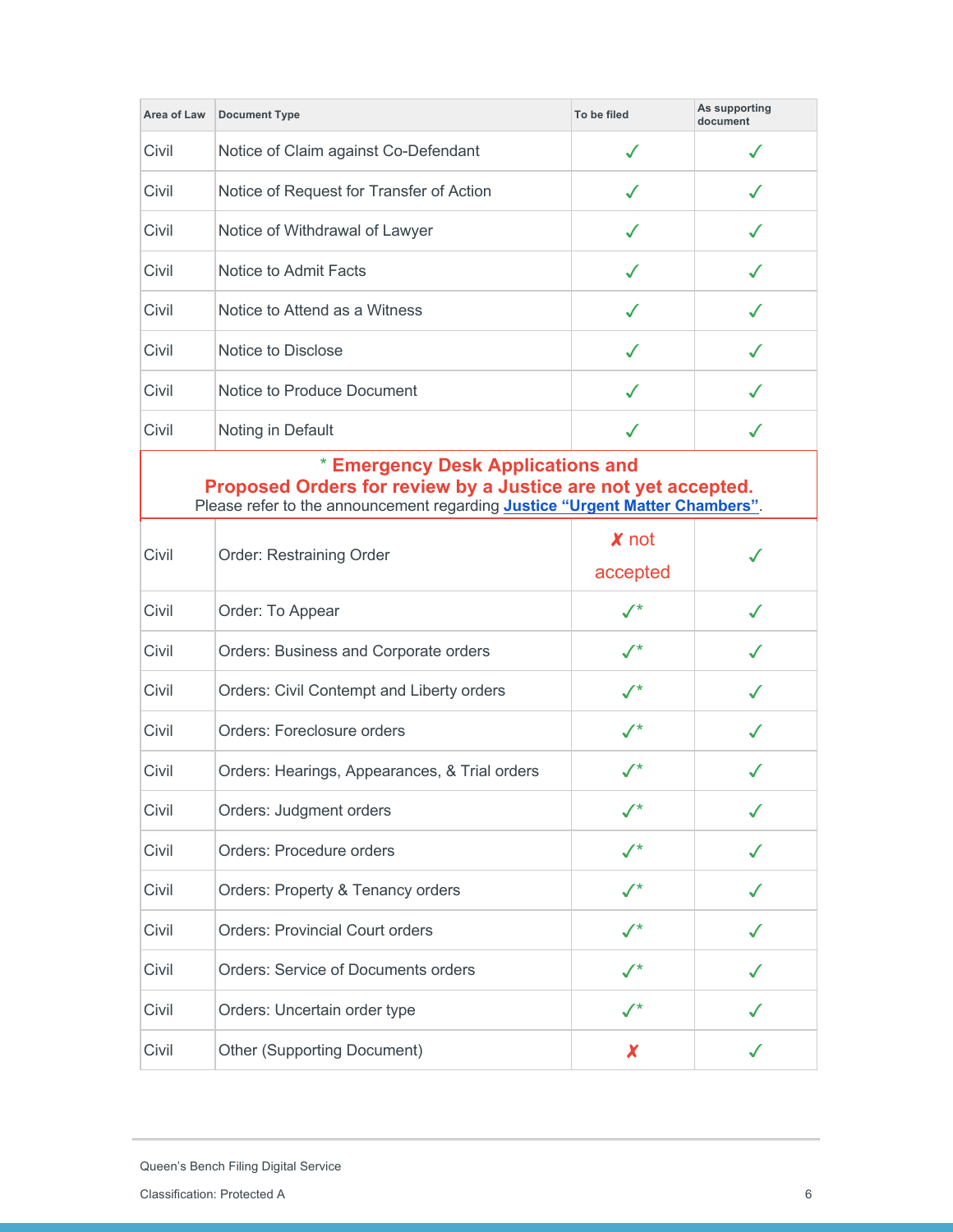| Area of Law | Document Type | To be filed | As supporting document |
|---|---|---|---|
| Civil | Notice of Claim against Co-Defendant | ✓ | ✓ |
| Civil | Notice of Request for Transfer of Action | ✓ | ✓ |
| Civil | Notice of Withdrawal of Lawyer | ✓ | ✓ |
| Civil | Notice to Admit Facts | ✓ | ✓ |
| Civil | Notice to Attend as a Witness | ✓ | ✓ |
| Civil | Notice to Disclose | ✓ | ✓ |
| Civil | Notice to Produce Document | ✓ | ✓ |
| Civil | Noting in Default | ✓ | ✓ |
| **\* Emergency Desk Applications and Proposed Orders for review by a Justice are not yet accepted.** Please refer to the announcement regarding **Justice "Urgent Matter Chambers"**. | | | |
| Civil | Order: Restraining Order | ✗ not accepted | ✓ |
| Civil | Order: To Appear | ✓* | ✓ |
| Civil | Orders: Business and Corporate orders | ✓* | ✓ |
| Civil | Orders: Civil Contempt and Liberty orders | ✓* | ✓ |
| Civil | Orders: Foreclosure orders | ✓* | ✓ |
| Civil | Orders: Hearings, Appearances, & Trial orders | ✓* | ✓ |
| Civil | Orders: Judgment orders | ✓* | ✓ |
| Civil | Orders: Procedure orders | ✓* | ✓ |
| Civil | Orders: Property & Tenancy orders | ✓* | ✓ |
| Civil | Orders: Provincial Court orders | ✓* | ✓ |
| Civil | Orders: Service of Documents orders | ✓* | ✓ |
| Civil | Orders: Uncertain order type | ✓* | ✓ |
| Civil | Other (Supporting Document) | ✗ | ✓ |

Queen's Bench Filing Digital Service

Classification: Protected A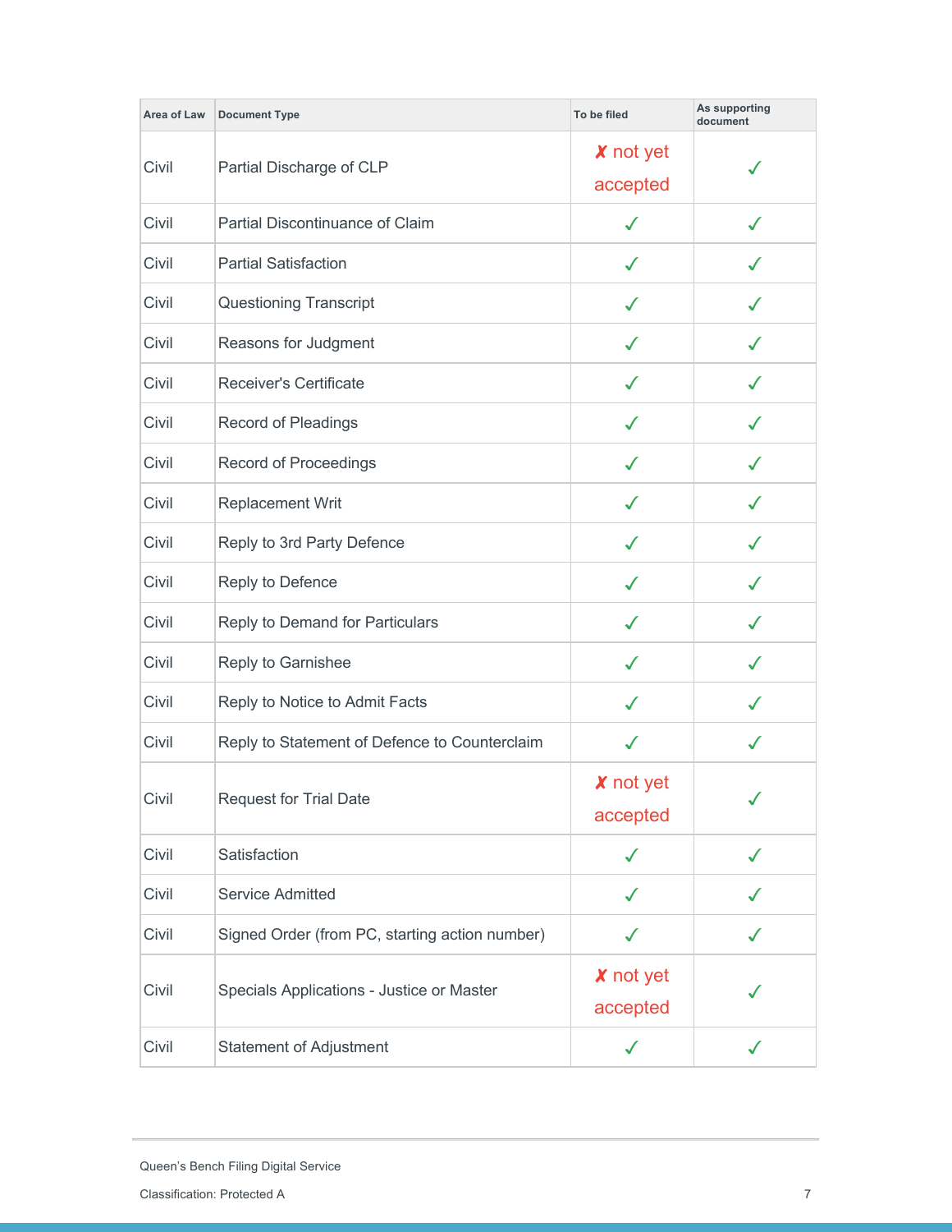| Area of Law | Document Type | To be filed | As supporting document |
| --- | --- | --- | --- |
| Civil | Partial Discharge of CLP | ✗ not yet accepted | ✓ |
| Civil | Partial Discontinuance of Claim | ✓ | ✓ |
| Civil | Partial Satisfaction | ✓ | ✓ |
| Civil | Questioning Transcript | ✓ | ✓ |
| Civil | Reasons for Judgment | ✓ | ✓ |
| Civil | Receiver's Certificate | ✓ | ✓ |
| Civil | Record of Pleadings | ✓ | ✓ |
| Civil | Record of Proceedings | ✓ | ✓ |
| Civil | Replacement Writ | ✓ | ✓ |
| Civil | Reply to 3rd Party Defence | ✓ | ✓ |
| Civil | Reply to Defence | ✓ | ✓ |
| Civil | Reply to Demand for Particulars | ✓ | ✓ |
| Civil | Reply to Garnishee | ✓ | ✓ |
| Civil | Reply to Notice to Admit Facts | ✓ | ✓ |
| Civil | Reply to Statement of Defence to Counterclaim | ✓ | ✓ |
| Civil | Request for Trial Date | ✗ not yet accepted | ✓ |
| Civil | Satisfaction | ✓ | ✓ |
| Civil | Service Admitted | ✓ | ✓ |
| Civil | Signed Order (from PC, starting action number) | ✓ | ✓ |
| Civil | Specials Applications - Justice or Master | ✗ not yet accepted | ✓ |
| Civil | Statement of Adjustment | ✓ | ✓ |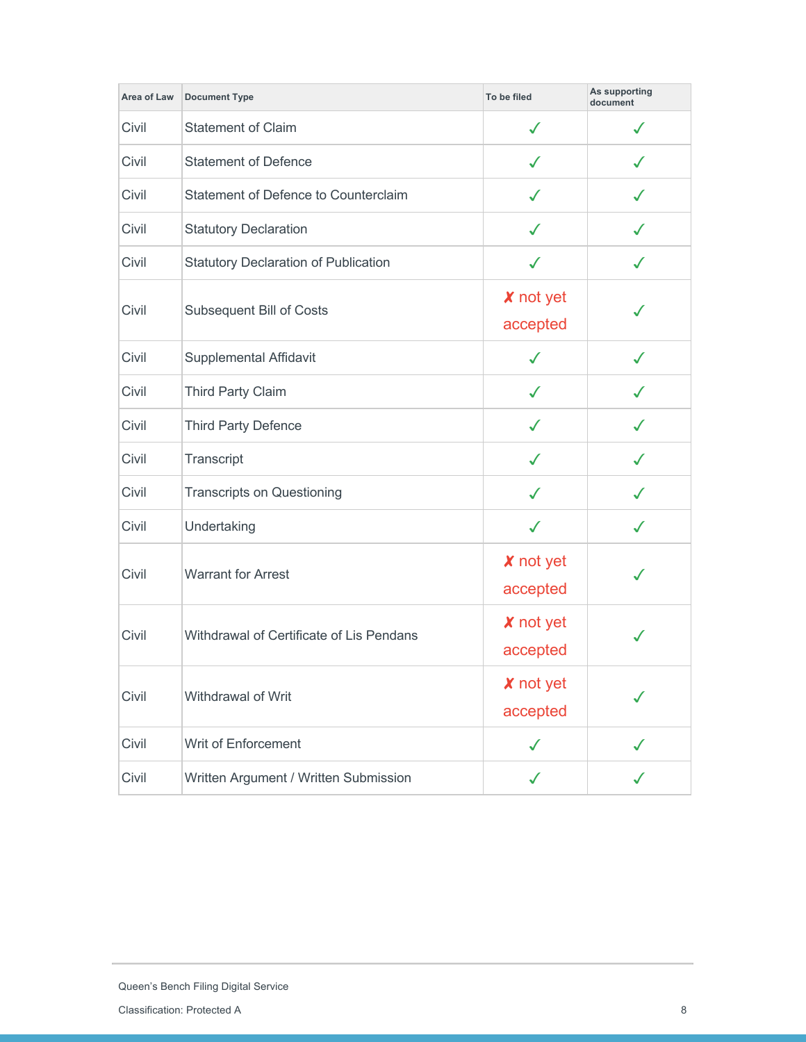| Area of Law | Document Type | To be filed | As supporting document |
| --- | --- | --- | --- |
| Civil | Statement of Claim | ✓ | ✓ |
| Civil | Statement of Defence | ✓ | ✓ |
| Civil | Statement of Defence to Counterclaim | ✓ | ✓ |
| Civil | Statutory Declaration | ✓ | ✓ |
| Civil | Statutory Declaration of Publication | ✓ | ✓ |
| Civil | Subsequent Bill of Costs | ✗ not yet accepted | ✓ |
| Civil | Supplemental Affidavit | ✓ | ✓ |
| Civil | Third Party Claim | ✓ | ✓ |
| Civil | Third Party Defence | ✓ | ✓ |
| Civil | Transcript | ✓ | ✓ |
| Civil | Transcripts on Questioning | ✓ | ✓ |
| Civil | Undertaking | ✓ | ✓ |
| Civil | Warrant for Arrest | ✗ not yet accepted | ✓ |
| Civil | Withdrawal of Certificate of Lis Pendans | ✗ not yet accepted | ✓ |
| Civil | Withdrawal of Writ | ✗ not yet accepted | ✓ |
| Civil | Writ of Enforcement | ✓ | ✓ |
| Civil | Written Argument / Written Submission | ✓ | ✓ |